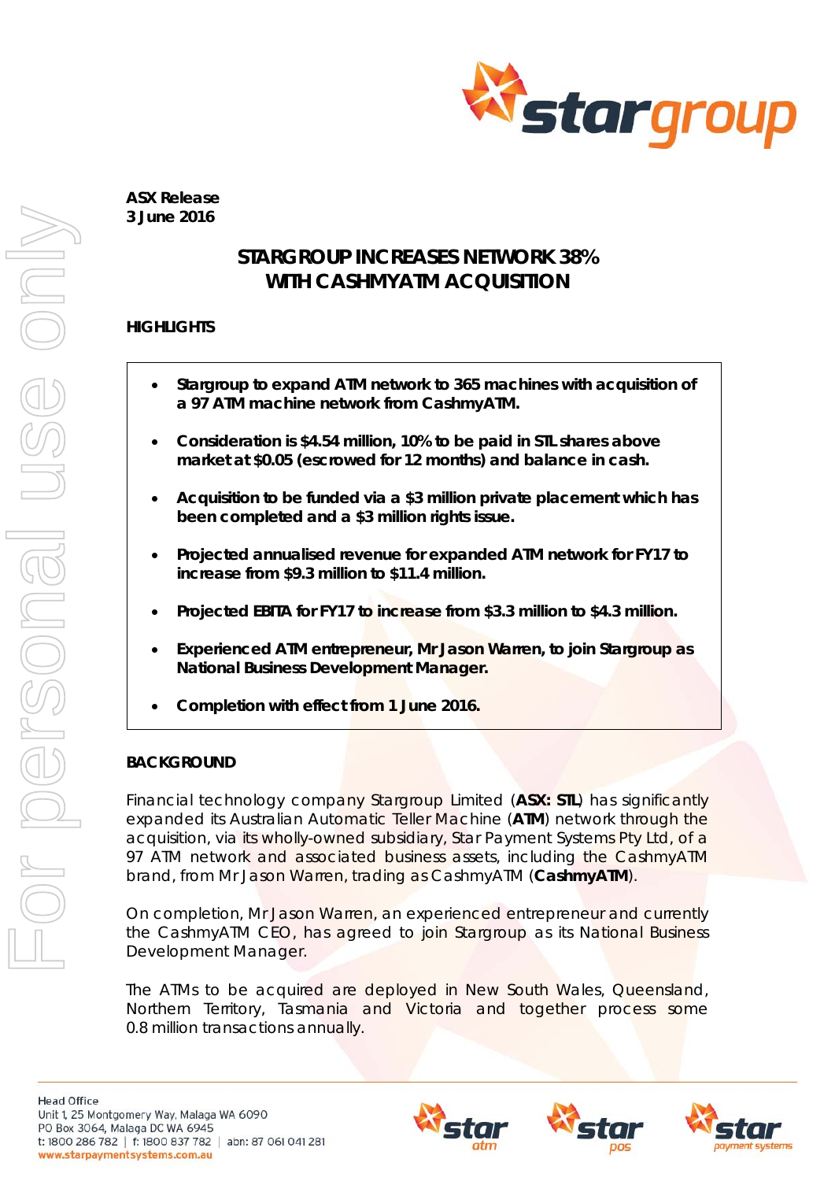**ASX Release**
**3 June 2016**

# STARGROUP INCREASES NETWORK 38% WITH CASHMYATM ACQUISITION

## HIGHLIGHTS

- **Stargroup to expand ATM network to 365 machines with acquisition of a 97 ATM machine network from CashmyATM.**
- **Consideration is $4.54 million, 10% to be paid in STL shares above market at $0.05 (escrowed for 12 months) and balance in cash.**
- **Acquisition to be funded via a $3 million private placement which has been completed and a $3 million rights issue.**
- **Projected annualised revenue for expanded ATM network for FY17 to increase from $9.3 million to $11.4 million.**
- **Projected EBITA for FY17 to increase from $3.3 million to $4.3 million.**
- **Experienced ATM entrepreneur, Mr Jason Warren, to join Stargroup as National Business Development Manager.**
- **Completion with effect from 1 June 2016.**

## BACKGROUND

Financial technology company Stargroup Limited (**ASX: STL**) has significantly expanded its Australian Automatic Teller Machine (**ATM**) network through the acquisition, via its wholly-owned subsidiary, Star Payment Systems Pty Ltd, of a 97 ATM network and associated business assets, including the CashmyATM brand, from Mr Jason Warren, trading as CashmyATM (**CashmyATM**).

On completion, Mr Jason Warren, an experienced entrepreneur and currently the CashmyATM CEO, has agreed to join Stargroup as its National Business Development Manager.

The ATMs to be acquired are deployed in New South Wales, Queensland, Northern Territory, Tasmania and Victoria and together process some 0.8 million transactions annually.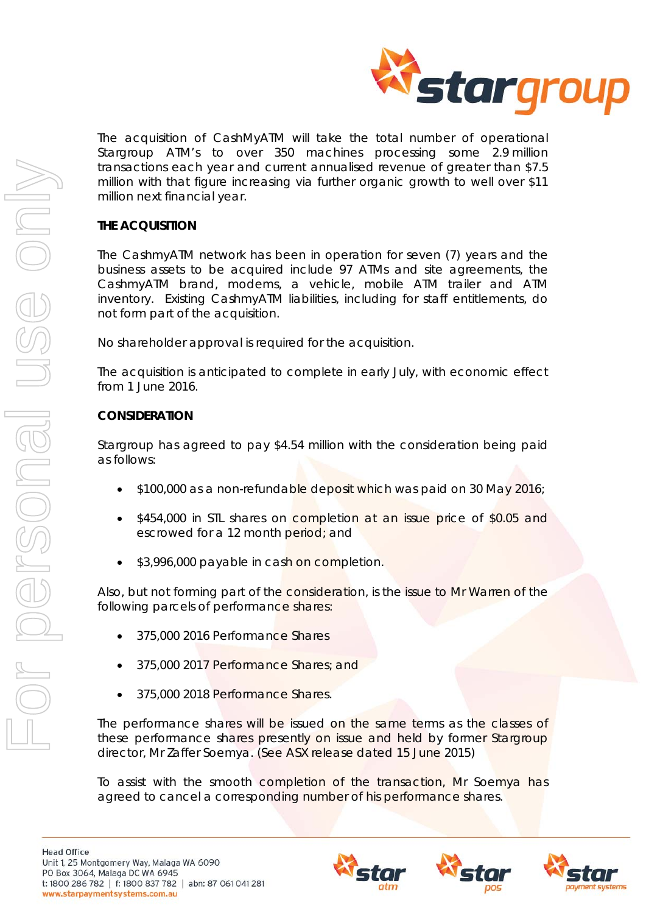The acquisition of CashMyATM will take the total number of operational Stargroup ATM's to over 350 machines processing some 2.9 million transactions each year and current annualised revenue of greater than $7.5 million with that figure increasing via further organic growth to well over $11 million next financial year.

**THE ACQUISITION**

The CashmyATM network has been in operation for seven (7) years and the business assets to be acquired include 97 ATMs and site agreements, the CashmyATM brand, modems, a vehicle, mobile ATM trailer and ATM inventory. Existing CashmyATM liabilities, including for staff entitlements, do not form part of the acquisition.

No shareholder approval is required for the acquisition.

The acquisition is anticipated to complete in early July, with economic effect from 1 June 2016.

**CONSIDERATION**

Stargroup has agreed to pay $4.54 million with the consideration being paid as follows:

- $100,000 as a non-refundable deposit which was paid on 30 May 2016;
- $454,000 in STL shares on completion at an issue price of $0.05 and escrowed for a 12 month period; and
- $3,996,000 payable in cash on completion.

Also, but not forming part of the consideration, is the issue to Mr Warren of the following parcels of performance shares:

- 375,000 2016 Performance Shares
- 375,000 2017 Performance Shares; and
- 375,000 2018 Performance Shares.

The performance shares will be issued on the same terms as the classes of these performance shares presently on issue and held by former Stargroup director, Mr Zaffer Soemya. (See ASX release dated 15 June 2015)

To assist with the smooth completion of the transaction, Mr Soemya has agreed to cancel a corresponding number of his performance shares.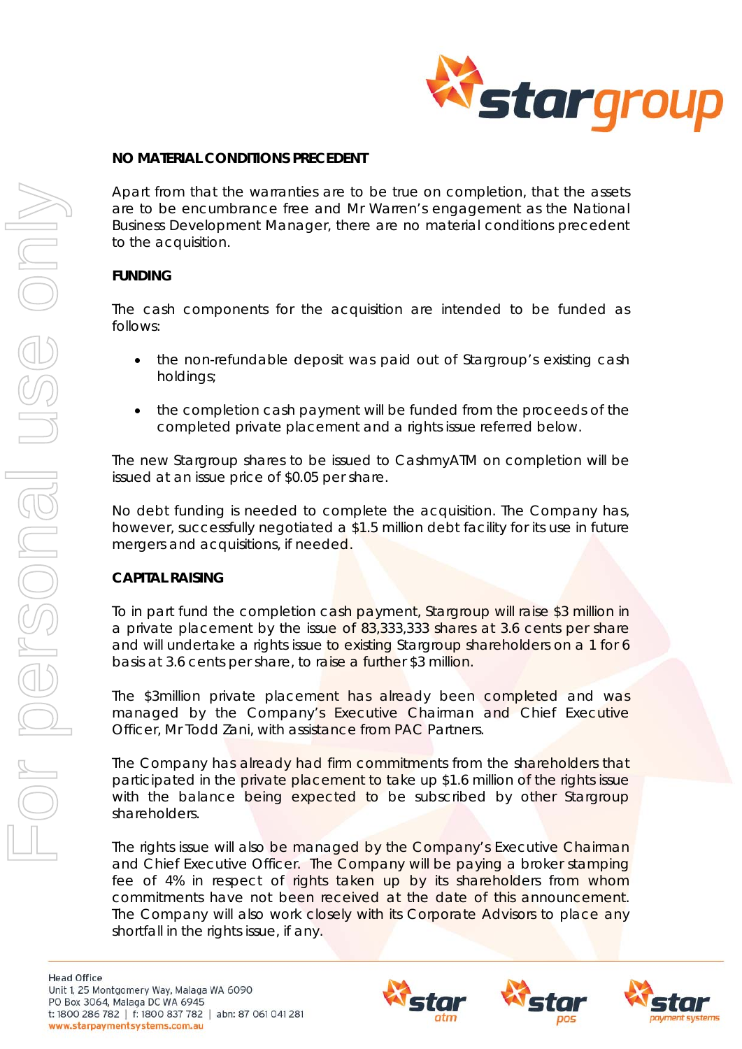## NO MATERIAL CONDITIONS PRECEDENT

Apart from that the warranties are to be true on completion, that the assets are to be encumbrance free and Mr Warren's engagement as the National Business Development Manager, there are no material conditions precedent to the acquisition.

## FUNDING

The cash components for the acquisition are intended to be funded as follows:

- the non-refundable deposit was paid out of Stargroup's existing cash holdings;
- the completion cash payment will be funded from the proceeds of the completed private placement and a rights issue referred below.

The new Stargroup shares to be issued to CashmyATM on completion will be issued at an issue price of $0.05 per share.

No debt funding is needed to complete the acquisition. The Company has, however, successfully negotiated a $1.5 million debt facility for its use in future mergers and acquisitions, if needed.

## CAPITAL RAISING

To in part fund the completion cash payment, Stargroup will raise $3 million in a private placement by the issue of 83,333,333 shares at 3.6 cents per share and will undertake a rights issue to existing Stargroup shareholders on a 1 for 6 basis at 3.6 cents per share, to raise a further $3 million.

The $3million private placement has already been completed and was managed by the Company's Executive Chairman and Chief Executive Officer, Mr Todd Zani, with assistance from PAC Partners.

The Company has already had firm commitments from the shareholders that participated in the private placement to take up $1.6 million of the rights issue with the balance being expected to be subscribed by other Stargroup shareholders.

The rights issue will also be managed by the Company's Executive Chairman and Chief Executive Officer. The Company will be paying a broker stamping fee of 4% in respect of rights taken up by its shareholders from whom commitments have not been received at the date of this announcement. The Company will also work closely with its Corporate Advisors to place any shortfall in the rights issue, if any.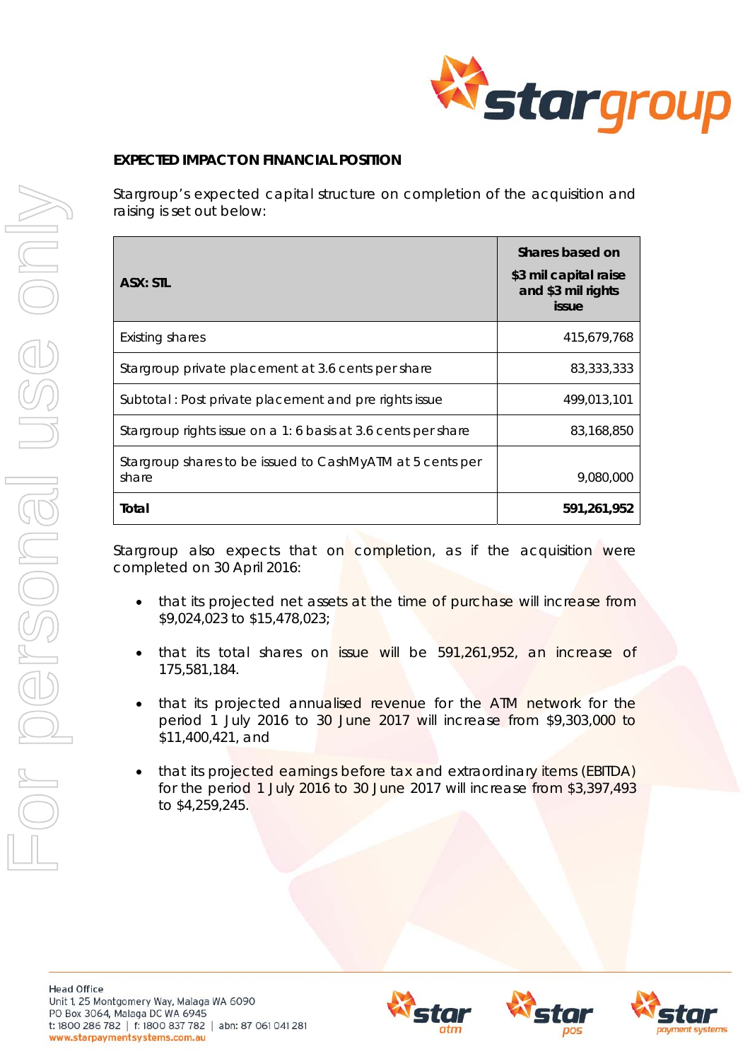## EXPECTED IMPACT ON FINANCIAL POSITION

Stargroup's expected capital structure on completion of the acquisition and raising is set out below:

| ASX: STL | Shares based on $3 mil capital raise and $3 mil rights issue |
|---|---|
| Existing shares | 415,679,768 |
| Stargroup private placement at 3.6 cents per share | 83,333,333 |
| Subtotal : Post private placement and pre rights issue | 499,013,101 |
| Stargroup rights issue on a 1: 6 basis at 3.6 cents per share | 83,168,850 |
| Stargroup shares to be issued to CashMyATM at 5 cents per share | 9,080,000 |
| **Total** | **591,261,952** |

Stargroup also expects that on completion, as if the acquisition were completed on 30 April 2016:

- that its projected net assets at the time of purchase will increase from $9,024,023 to $15,478,023;
- that its total shares on issue will be 591,261,952, an increase of 175,581,184.
- that its projected annualised revenue for the ATM network for the period 1 July 2016 to 30 June 2017 will increase from $9,303,000 to $11,400,421, and
- that its projected earnings before tax and extraordinary items (EBITDA) for the period 1 July 2016 to 30 June 2017 will increase from $3,397,493 to $4,259,245.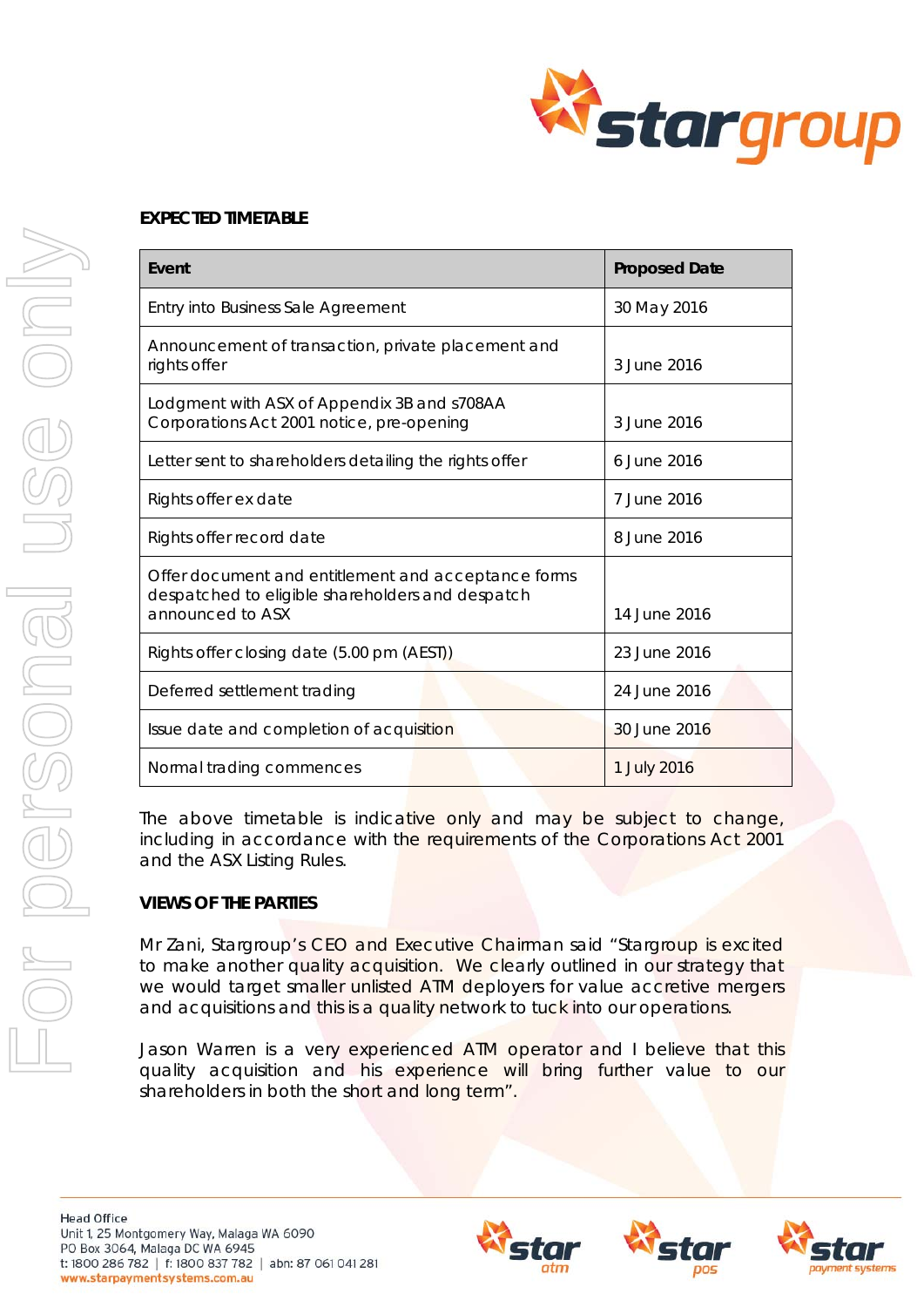**EXPECTED TIMETABLE**

| Event | Proposed Date |
|---|---|
| Entry into Business Sale Agreement | 30 May 2016 |
| Announcement of transaction, private placement and rights offer | 3 June 2016 |
| Lodgment with ASX of Appendix 3B and s708AA Corporations Act 2001 notice, pre-opening | 3 June 2016 |
| Letter sent to shareholders detailing the rights offer | 6 June 2016 |
| Rights offer ex date | 7 June 2016 |
| Rights offer record date | 8 June 2016 |
| Offer document and entitlement and acceptance forms despatched to eligible shareholders and despatch announced to ASX | 14 June 2016 |
| Rights offer closing date (5.00 pm (AEST)) | 23 June 2016 |
| Deferred settlement trading | 24 June 2016 |
| Issue date and completion of acquisition | 30 June 2016 |
| Normal trading commences | 1 July 2016 |

The above timetable is indicative only and may be subject to change, including in accordance with the requirements of the Corporations Act 2001 and the ASX Listing Rules.

**VIEWS OF THE PARTIES**

Mr Zani, Stargroup's CEO and Executive Chairman said "Stargroup is excited to make another quality acquisition. We clearly outlined in our strategy that we would target smaller unlisted ATM deployers for value accretive mergers and acquisitions and this is a quality network to tuck into our operations.

Jason Warren is a very experienced ATM operator and I believe that this quality acquisition and his experience will bring further value to our shareholders in both the short and long term".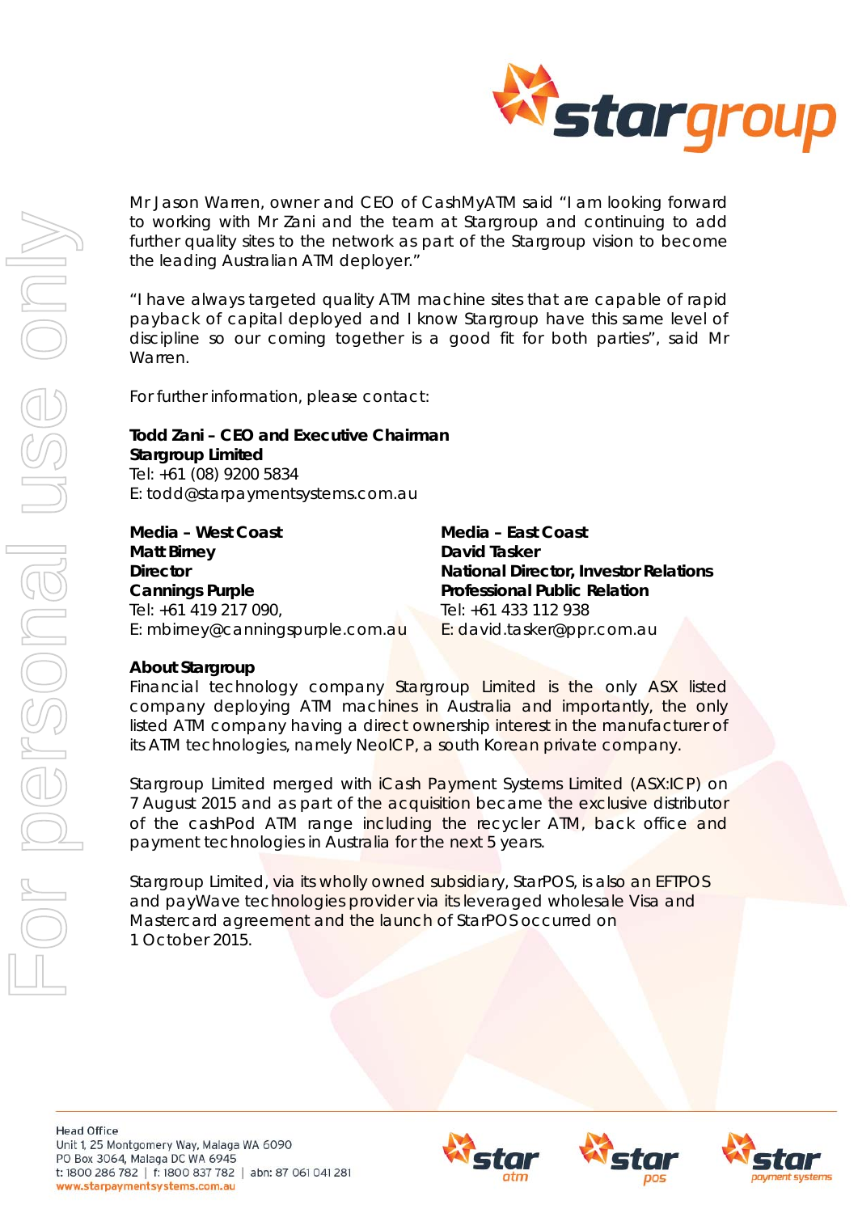Mr Jason Warren, owner and CEO of CashMyATM said "I am looking forward to working with Mr Zani and the team at Stargroup and continuing to add further quality sites to the network as part of the Stargroup vision to become the leading Australian ATM deployer."

"I have always targeted quality ATM machine sites that are capable of rapid payback of capital deployed and I know Stargroup have this same level of discipline so our coming together is a good fit for both parties", said Mr Warren.

For further information, please contact:

**Todd Zani – CEO and Executive Chairman**
**Stargroup Limited**
Tel: +61 (08) 9200 5834
E: todd@starpaymentsystems.com.au

**Media – West Coast**
**Matt Birney**
**Director**
**Cannings Purple**
Tel: +61 419 217 090,
E: mbirney@canningspurple.com.au

**Media – East Coast**
**David Tasker**
**National Director, Investor Relations**
**Professional Public Relation**
Tel: +61 433 112 938
E: david.tasker@ppr.com.au

**About Stargroup**

Financial technology company Stargroup Limited is the only ASX listed company deploying ATM machines in Australia and importantly, the only listed ATM company having a direct ownership interest in the manufacturer of its ATM technologies, namely NeoICP, a south Korean private company.

Stargroup Limited merged with iCash Payment Systems Limited (ASX:ICP) on 7 August 2015 and as part of the acquisition became the exclusive distributor of the cashPod ATM range including the recycler ATM, back office and payment technologies in Australia for the next 5 years.

Stargroup Limited, via its wholly owned subsidiary, StarPOS, is also an EFTPOS and payWave technologies provider via its leveraged wholesale Visa and Mastercard agreement and the launch of StarPOS occurred on 1 October 2015.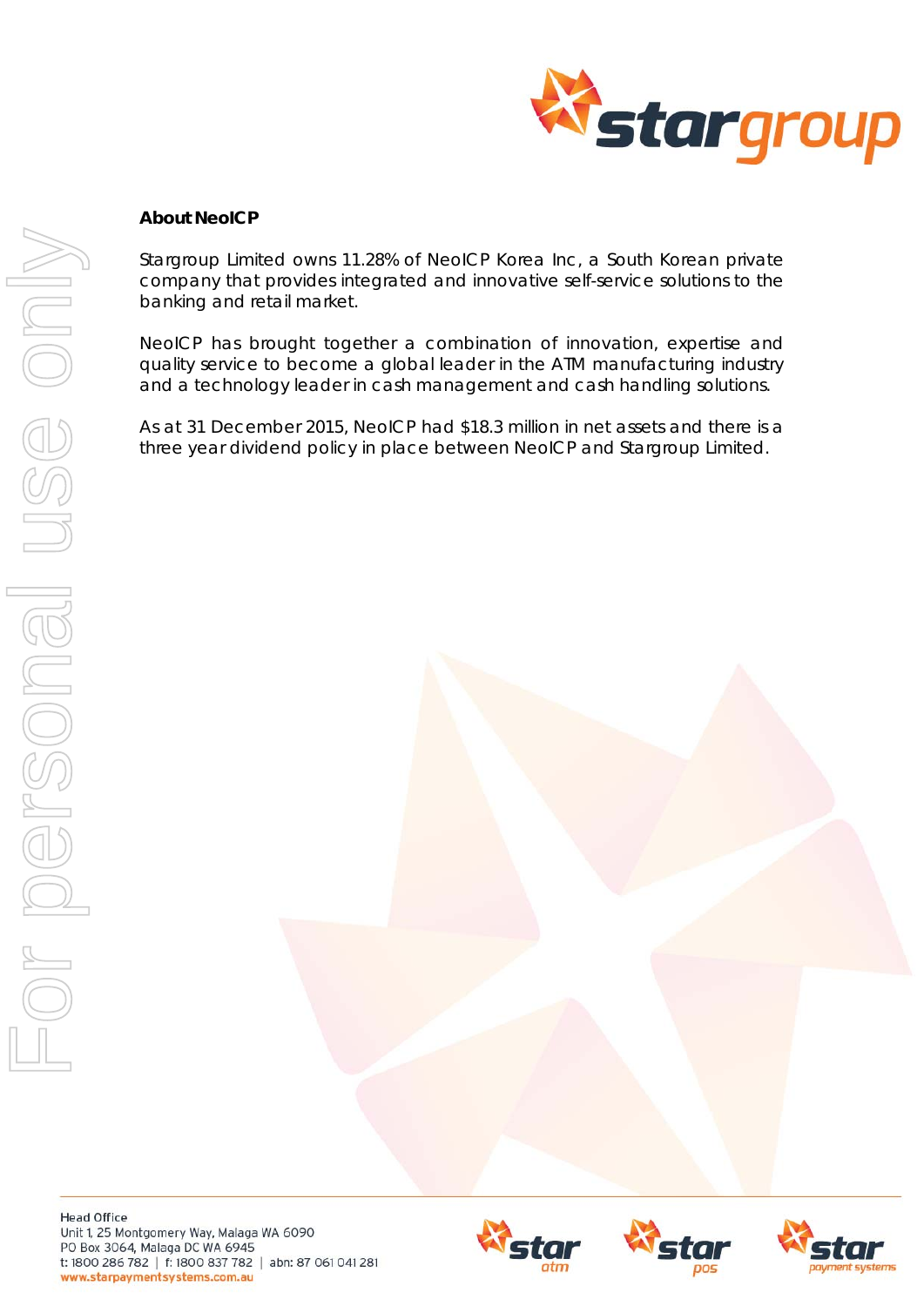**About NeoICP**

Stargroup Limited owns 11.28% of NeoICP Korea Inc, a South Korean private company that provides integrated and innovative self-service solutions to the banking and retail market.

NeoICP has brought together a combination of innovation, expertise and quality service to become a global leader in the ATM manufacturing industry and a technology leader in cash management and cash handling solutions.

As at 31 December 2015, NeoICP had $18.3 million in net assets and there is a three year dividend policy in place between NeoICP and Stargroup Limited.

Head Office
Unit 1, 25 Montgomery Way, Malaga WA 6090
PO Box 3064, Malaga DC WA 6945
t: 1800 286 782 | f: 1800 837 782 | abn: 87 061 041 281
www.starpaymentsystems.com.au